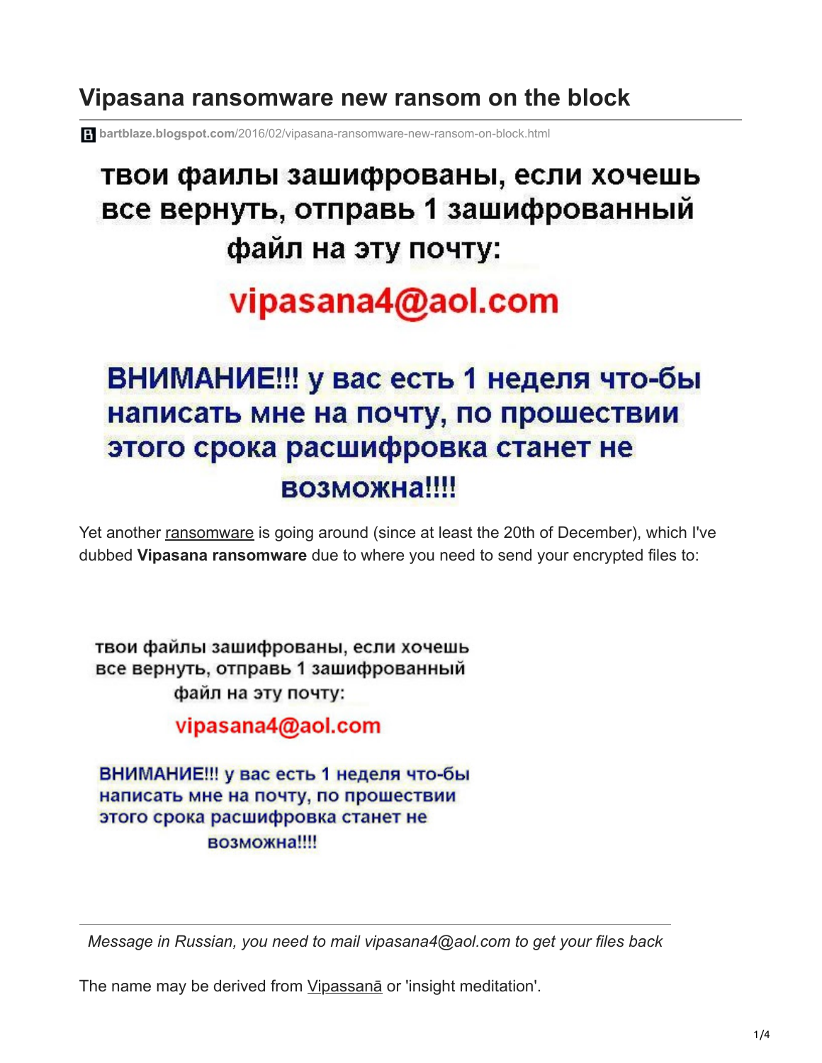# Vipasana ransomware new ransom on the block

bartblaze.blogspot.com/2016/02/vipasana-ransomware-new-ransom-on-block.html

твои файлы зашифрованы, если хочешь все вернуть, отправь 1 зашифрованный файл на эту почту:

vipasana4@aol.com

ВНИМАНИЕ!!! у вас есть 1 неделя что-бы написать мне на почту, по прошествии этого срока расшифровка станет не возможна!!!!

Yet another ransomware is going around (since at least the 20th of December), which I've dubbed **Vipasana ransomware** due to where you need to send your encrypted files to:

твои файлы зашифрованы, если хочешь все вернуть, отправь 1 зашифрованный файл на эту почту:

vipasana4@aol.com

ВНИМАНИЕ!!! у вас есть 1 неделя что-бы написать мне на почту, по прошествии этого срока расшифровка станет не возможна!!!!

*Message in Russian, you need to mail vipasana4@aol.com to get your files back*

The name may be derived from Vipassanā or 'insight meditation'.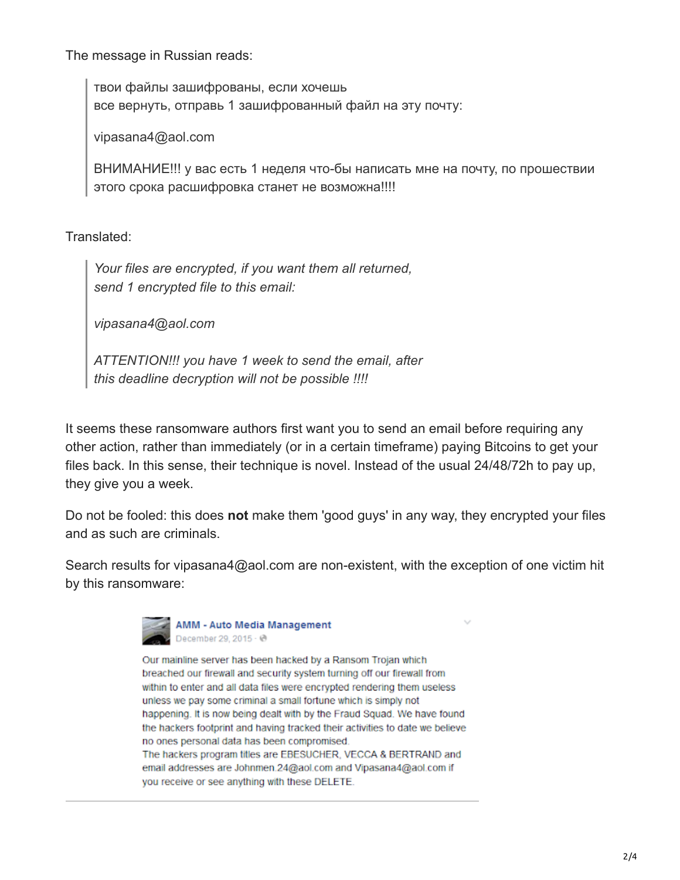The message in Russian reads:

> твои файлы зашифрованы, если хочешь
> все вернуть, отправь 1 зашифрованный файл на эту почту:
>
> vipasana4@aol.com
>
> ВНИМАНИЕ!!! у вас есть 1 неделя что-бы написать мне на почту, по прошествии этого срока расшифровка станет не возможна!!!!

Translated:

> *Your files are encrypted, if you want them all returned,*
> *send 1 encrypted file to this email:*
>
> *vipasana4@aol.com*
>
> *ATTENTION!!! you have 1 week to send the email, after*
> *this deadline decryption will not be possible !!!!*

It seems these ransomware authors first want you to send an email before requiring any other action, rather than immediately (or in a certain timeframe) paying Bitcoins to get your files back. In this sense, their technique is novel. Instead of the usual 24/48/72h to pay up, they give you a week.

Do not be fooled: this does **not** make them 'good guys' in any way, they encrypted your files and as such are criminals.

Search results for vipasana4@aol.com are non-existent, with the exception of one victim hit by this ransomware:

> **AMM - Auto Media Management**
> December 29, 2015
>
> Our mainline server has been hacked by a Ransom Trojan which breached our firewall and security system turning off our firewall from within to enter and all data files were encrypted rendering them useless unless we pay some criminal a small fortune which is simply not happening. It is now being dealt with by the Fraud Squad. We have found the hackers footprint and having tracked their activities to date we believe no ones personal data has been compromised.
> The hackers program titles are EBESUCHER, VECCA & BERTRAND and email addresses are Johnmen.24@aol.com and Vipasana4@aol.com if you receive or see anything with these DELETE.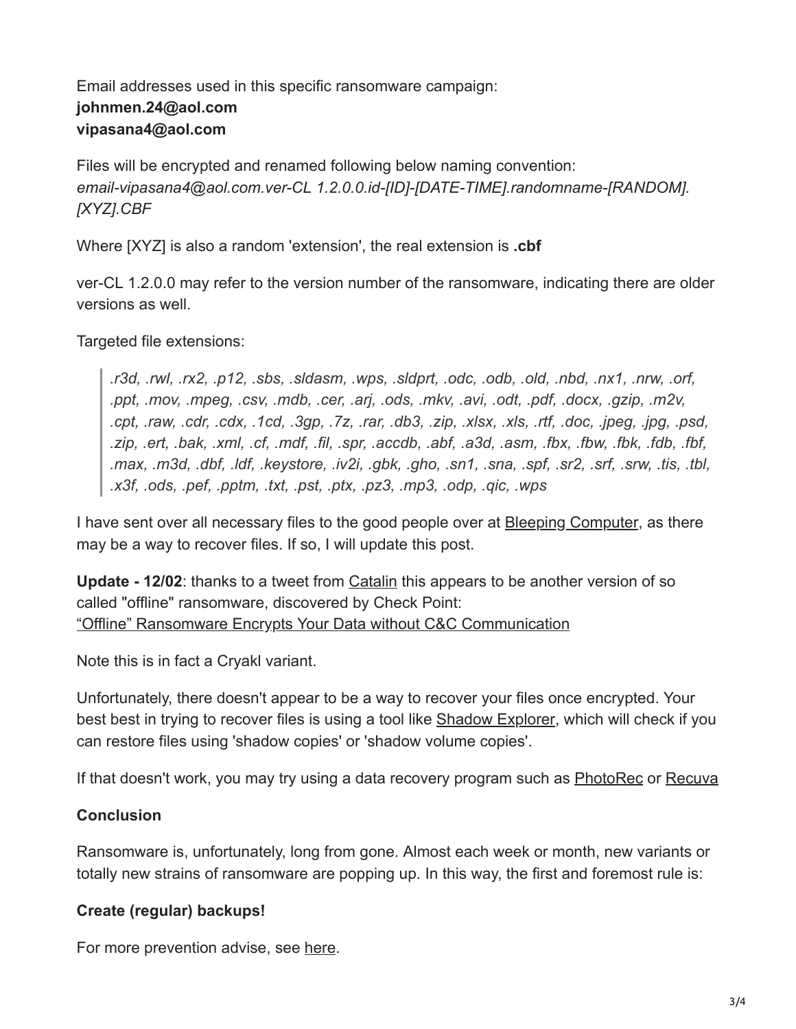Email addresses used in this specific ransomware campaign:
**johnmen.24@aol.com**
**vipasana4@aol.com**

Files will be encrypted and renamed following below naming convention:
*email-vipasana4@aol.com.ver-CL 1.2.0.0.id-[ID]-[DATE-TIME].randomname-[RANDOM].[XYZ].CBF*

Where [XYZ] is also a random 'extension', the real extension is **.cbf**

ver-CL 1.2.0.0 may refer to the version number of the ransomware, indicating there are older versions as well.

Targeted file extensions:

> *.r3d, .rwl, .rx2, .p12, .sbs, .sldasm, .wps, .sldprt, .odc, .odb, .old, .nbd, .nx1, .nrw, .orf, .ppt, .mov, .mpeg, .csv, .mdb, .cer, .arj, .ods, .mkv, .avi, .odt, .pdf, .docx, .gzip, .m2v, .cpt, .raw, .cdr, .cdx, .1cd, .3gp, .7z, .rar, .db3, .zip, .xlsx, .xls, .rtf, .doc, .jpeg, .jpg, .psd, .zip, .ert, .bak, .xml, .cf, .mdf, .fil, .spr, .accdb, .abf, .a3d, .asm, .fbx, .fbw, .fbk, .fdb, .fbf, .max, .m3d, .dbf, .ldf, .keystore, .iv2i, .gbk, .gho, .sn1, .sna, .spf, .sr2, .srf, .srw, .tis, .tbl, .x3f, .ods, .pef, .pptm, .txt, .pst, .ptx, .pz3, .mp3, .odp, .qic, .wps*

I have sent over all necessary files to the good people over at Bleeping Computer, as there may be a way to recover files. If so, I will update this post.

**Update - 12/02**: thanks to a tweet from Catalin this appears to be another version of so called "offline" ransomware, discovered by Check Point:
"Offline" Ransomware Encrypts Your Data without C&C Communication

Note this is in fact a Cryakl variant.

Unfortunately, there doesn't appear to be a way to recover your files once encrypted. Your best best in trying to recover files is using a tool like Shadow Explorer, which will check if you can restore files using 'shadow copies' or 'shadow volume copies'.

If that doesn't work, you may try using a data recovery program such as PhotoRec or Recuva

**Conclusion**

Ransomware is, unfortunately, long from gone. Almost each week or month, new variants or totally new strains of ransomware are popping up. In this way, the first and foremost rule is:

**Create (regular) backups!**

For more prevention advise, see here.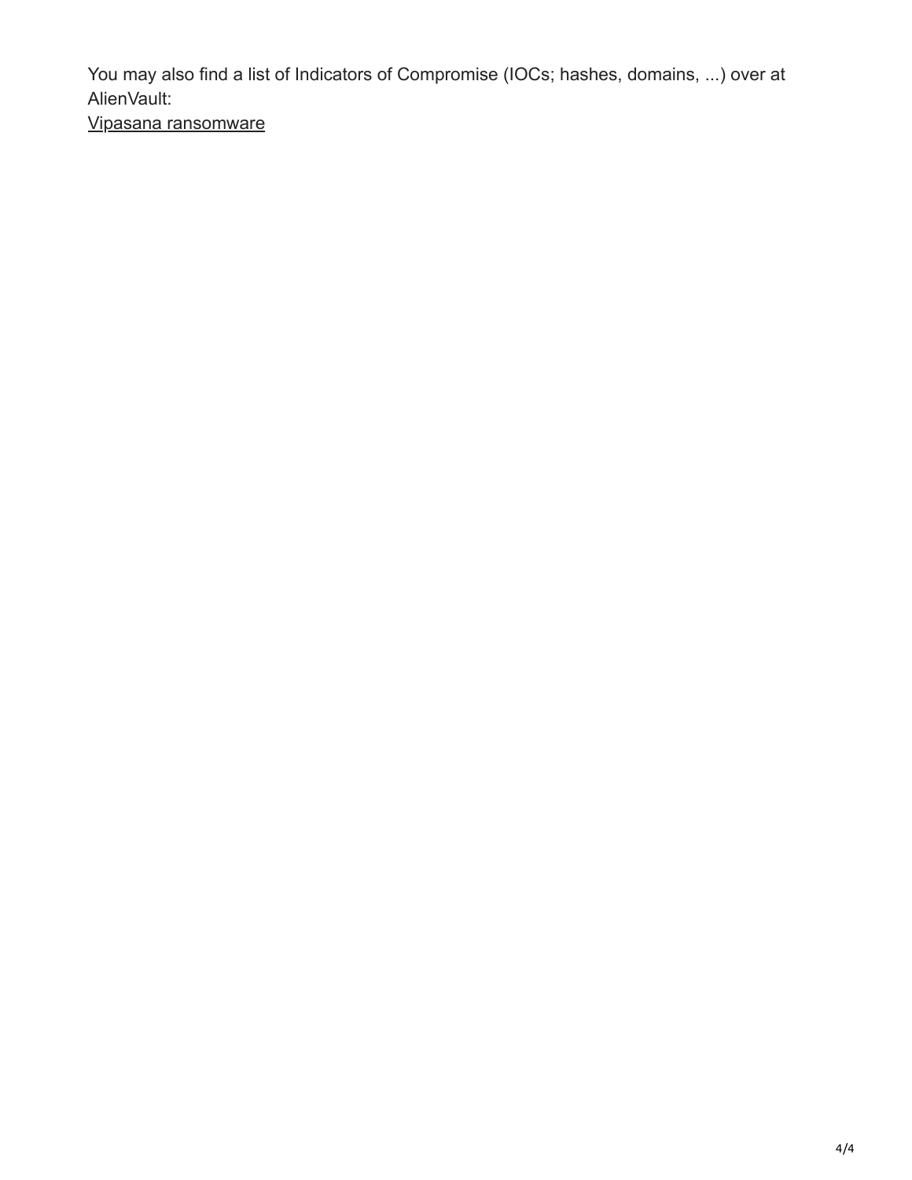You may also find a list of Indicators of Compromise (IOCs; hashes, domains, ...) over at AlienVault:
Vipasana ransomware